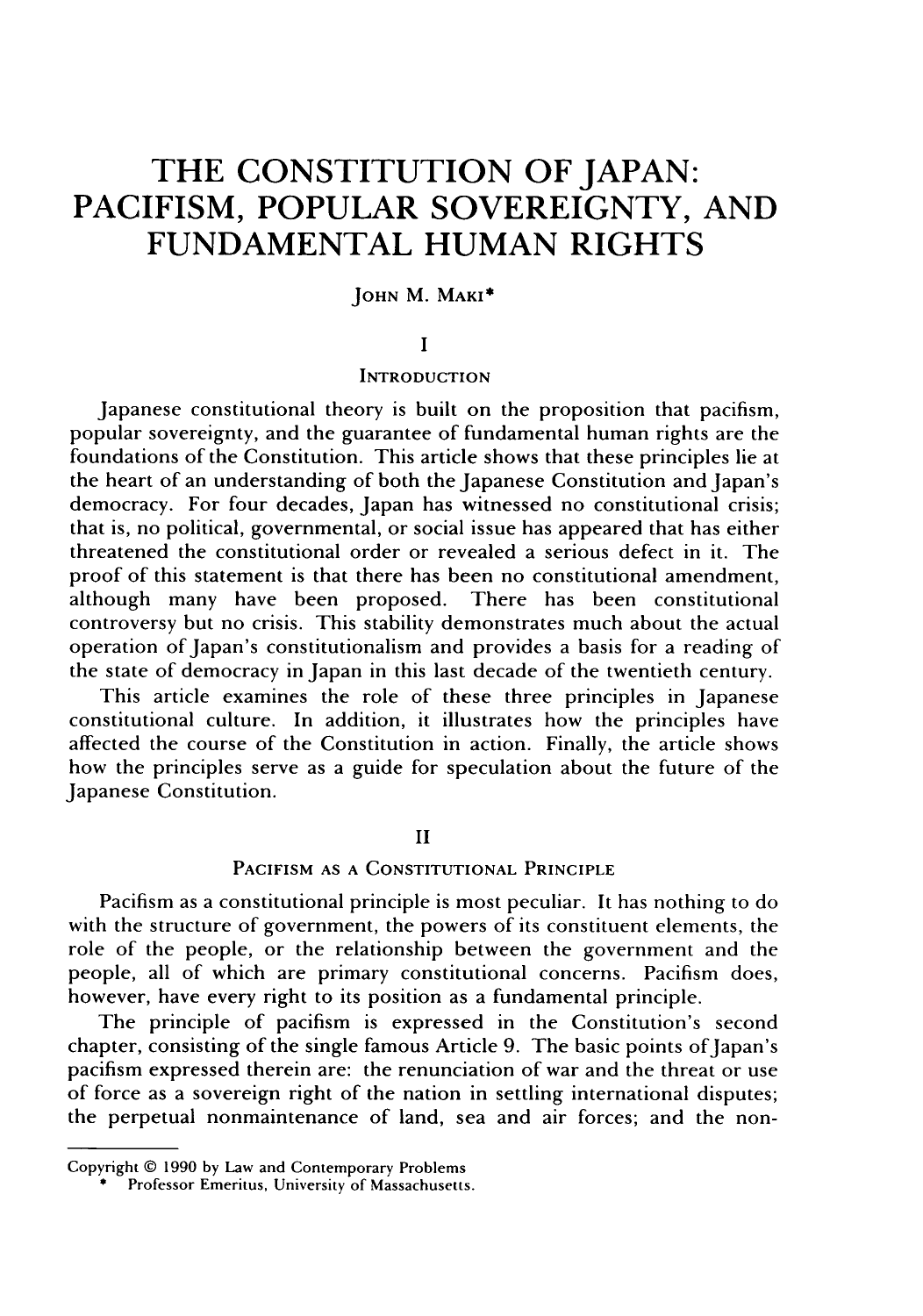# THE CONSTITUTION OF JAPAN: PACIFISM, POPULAR SOVEREIGNTY, AND FUNDAMENTAL HUMAN RIGHTS

JOHN M. MAKI*

## I

## INTRODUCTION

Japanese constitutional theory is built on the proposition that pacifism, popular sovereignty, and the guarantee of fundamental human rights are the foundations of the Constitution. This article shows that these principles lie at the heart of an understanding of both the Japanese Constitution and Japan's democracy. For four decades, Japan has witnessed no constitutional crisis; that is, no political, governmental, or social issue has appeared that has either threatened the constitutional order or revealed a serious defect in it. The proof of this statement is that there has been no constitutional amendment, although many have been proposed. There has been constitutional controversy but no crisis. This stability demonstrates much about the actual operation of Japan's constitutionalism and provides a basis for a reading of the state of democracy in Japan in this last decade of the twentieth century.

This article examines the role of these three principles in Japanese constitutional culture. In addition, it illustrates how the principles have affected the course of the Constitution in action. Finally, the article shows how the principles serve as a guide for speculation about the future of the Japanese Constitution.

## II

## PACIFISM AS A CONSTITUTIONAL PRINCIPLE

Pacifism as a constitutional principle is most peculiar. It has nothing to do with the structure of government, the powers of its constituent elements, the role of the people, or the relationship between the government and the people, all of which are primary constitutional concerns. Pacifism does, however, have every right to its position as a fundamental principle.

The principle of pacifism is expressed in the Constitution's second chapter, consisting of the single famous Article 9. The basic points of Japan's pacifism expressed therein are: the renunciation of war and the threat or use of force as a sovereign right of the nation in settling international disputes; the perpetual nonmaintenance of land, sea and air forces; and the non-

---

Copyright © 1990 by Law and Contemporary Problems

\* Professor Emeritus, University of Massachusetts.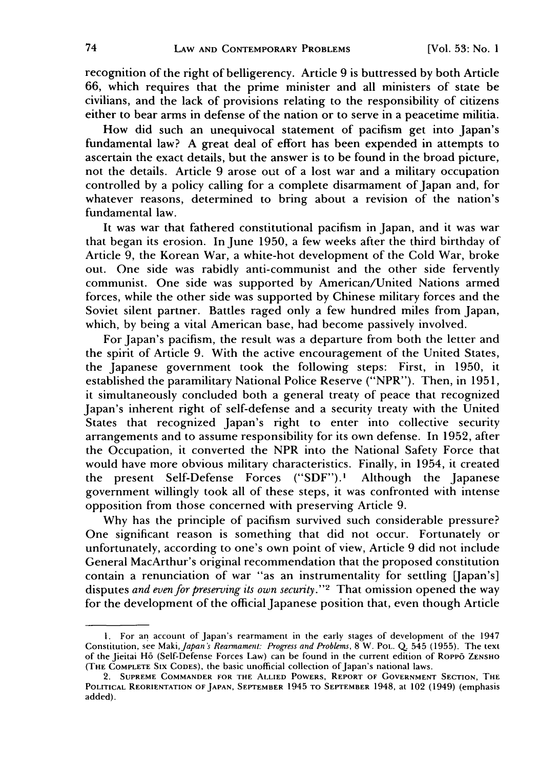recognition of the right of belligerency. Article 9 is buttressed by both Article 66, which requires that the prime minister and all ministers of state be civilians, and the lack of provisions relating to the responsibility of citizens either to bear arms in defense of the nation or to serve in a peacetime militia.

How did such an unequivocal statement of pacifism get into Japan's fundamental law? A great deal of effort has been expended in attempts to ascertain the exact details, but the answer is to be found in the broad picture, not the details. Article 9 arose out of a lost war and a military occupation controlled by a policy calling for a complete disarmament of Japan and, for whatever reasons, determined to bring about a revision of the nation's fundamental law.

It was war that fathered constitutional pacifism in Japan, and it was war that began its erosion. In June 1950, a few weeks after the third birthday of Article 9, the Korean War, a white-hot development of the Cold War, broke out. One side was rabidly anti-communist and the other side fervently communist. One side was supported by American/United Nations armed forces, while the other side was supported by Chinese military forces and the Soviet silent partner. Battles raged only a few hundred miles from Japan, which, by being a vital American base, had become passively involved.

For Japan's pacifism, the result was a departure from both the letter and the spirit of Article 9. With the active encouragement of the United States, the Japanese government took the following steps: First, in 1950, it established the paramilitary National Police Reserve ("NPR"). Then, in 1951, it simultaneously concluded both a general treaty of peace that recognized Japan's inherent right of self-defense and a security treaty with the United States that recognized Japan's right to enter into collective security arrangements and to assume responsibility for its own defense. In 1952, after the Occupation, it converted the NPR into the National Safety Force that would have more obvious military characteristics. Finally, in 1954, it created the present Self-Defense Forces ("SDF").[1] Although the Japanese government willingly took all of these steps, it was confronted with intense opposition from those concerned with preserving Article 9.

Why has the principle of pacifism survived such considerable pressure? One significant reason is something that did not occur. Fortunately or unfortunately, according to one's own point of view, Article 9 did not include General MacArthur's original recommendation that the proposed constitution contain a renunciation of war "as an instrumentality for settling [Japan's] disputes *and even for preserving its own security*."[2] That omission opened the way for the development of the official Japanese position that, even though Article

---

1. For an account of Japan's rearmament in the early stages of development of the 1947 Constitution, see Maki, *Japan's Rearmament: Progress and Problems*, 8 W. POL. Q. 545 (1955). The text of the Jieitai Hō (Self-Defense Forces Law) can be found in the current edition of ROPPŌ ZENSHO (THE COMPLETE SIX CODES), the basic unofficial collection of Japan's national laws.

2. SUPREME COMMANDER FOR THE ALLIED POWERS, REPORT OF GOVERNMENT SECTION, THE POLITICAL REORIENTATION OF JAPAN, SEPTEMBER 1945 TO SEPTEMBER 1948, at 102 (1949) (emphasis added).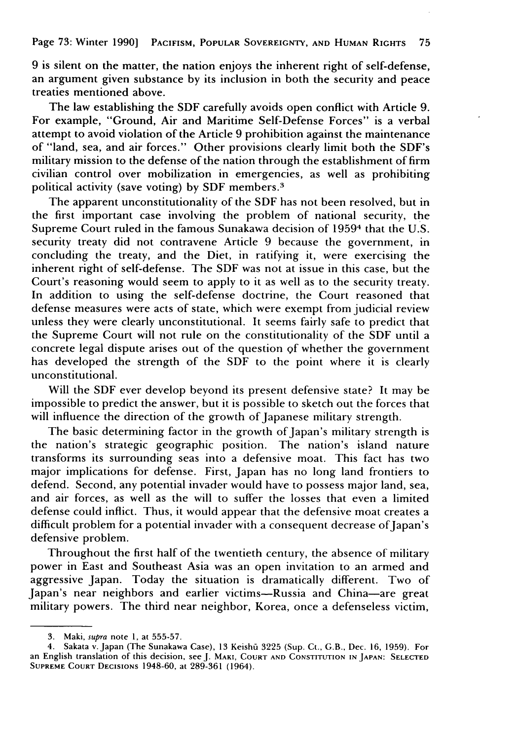9 is silent on the matter, the nation enjoys the inherent right of self-defense, an argument given substance by its inclusion in both the security and peace treaties mentioned above.

The law establishing the SDF carefully avoids open conflict with Article 9. For example, "Ground, Air and Maritime Self-Defense Forces" is a verbal attempt to avoid violation of the Article 9 prohibition against the maintenance of "land, sea, and air forces." Other provisions clearly limit both the SDF's military mission to the defense of the nation through the establishment of firm civilian control over mobilization in emergencies, as well as prohibiting political activity (save voting) by SDF members.[3]

The apparent unconstitutionality of the SDF has not been resolved, but in the first important case involving the problem of national security, the Supreme Court ruled in the famous Sunakawa decision of 1959[4] that the U.S. security treaty did not contravene Article 9 because the government, in concluding the treaty, and the Diet, in ratifying it, were exercising the inherent right of self-defense. The SDF was not at issue in this case, but the Court's reasoning would seem to apply to it as well as to the security treaty. In addition to using the self-defense doctrine, the Court reasoned that defense measures were acts of state, which were exempt from judicial review unless they were clearly unconstitutional. It seems fairly safe to predict that the Supreme Court will not rule on the constitutionality of the SDF until a concrete legal dispute arises out of the question of whether the government has developed the strength of the SDF to the point where it is clearly unconstitutional.

Will the SDF ever develop beyond its present defensive state? It may be impossible to predict the answer, but it is possible to sketch out the forces that will influence the direction of the growth of Japanese military strength.

The basic determining factor in the growth of Japan's military strength is the nation's strategic geographic position. The nation's island nature transforms its surrounding seas into a defensive moat. This fact has two major implications for defense. First, Japan has no long land frontiers to defend. Second, any potential invader would have to possess major land, sea, and air forces, as well as the will to suffer the losses that even a limited defense could inflict. Thus, it would appear that the defensive moat creates a difficult problem for a potential invader with a consequent decrease of Japan's defensive problem.

Throughout the first half of the twentieth century, the absence of military power in East and Southeast Asia was an open invitation to an armed and aggressive Japan. Today the situation is dramatically different. Two of Japan's near neighbors and earlier victims—Russia and China—are great military powers. The third near neighbor, Korea, once a defenseless victim,

---

3. Maki, *supra* note 1, at 555-57.

4. Sakata v. Japan (The Sunakawa Case), 13 Keishū 3225 (Sup. Ct., G.B., Dec. 16, 1959). For an English translation of this decision, see J. Maki, Court and Constitution in Japan: Selected Supreme Court Decisions 1948-60, at 289-361 (1964).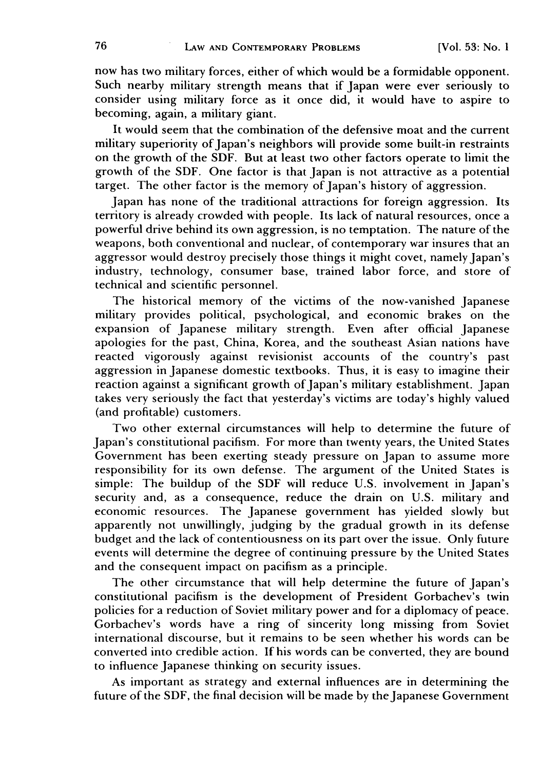now has two military forces, either of which would be a formidable opponent. Such nearby military strength means that if Japan were ever seriously to consider using military force as it once did, it would have to aspire to becoming, again, a military giant.

It would seem that the combination of the defensive moat and the current military superiority of Japan's neighbors will provide some built-in restraints on the growth of the SDF. But at least two other factors operate to limit the growth of the SDF. One factor is that Japan is not attractive as a potential target. The other factor is the memory of Japan's history of aggression.

Japan has none of the traditional attractions for foreign aggression. Its territory is already crowded with people. Its lack of natural resources, once a powerful drive behind its own aggression, is no temptation. The nature of the weapons, both conventional and nuclear, of contemporary war insures that an aggressor would destroy precisely those things it might covet, namely Japan's industry, technology, consumer base, trained labor force, and store of technical and scientific personnel.

The historical memory of the victims of the now-vanished Japanese military provides political, psychological, and economic brakes on the expansion of Japanese military strength. Even after official Japanese apologies for the past, China, Korea, and the southeast Asian nations have reacted vigorously against revisionist accounts of the country's past aggression in Japanese domestic textbooks. Thus, it is easy to imagine their reaction against a significant growth of Japan's military establishment. Japan takes very seriously the fact that yesterday's victims are today's highly valued (and profitable) customers.

Two other external circumstances will help to determine the future of Japan's constitutional pacifism. For more than twenty years, the United States Government has been exerting steady pressure on Japan to assume more responsibility for its own defense. The argument of the United States is simple: The buildup of the SDF will reduce U.S. involvement in Japan's security and, as a consequence, reduce the drain on U.S. military and economic resources. The Japanese government has yielded slowly but apparently not unwillingly, judging by the gradual growth in its defense budget and the lack of contentiousness on its part over the issue. Only future events will determine the degree of continuing pressure by the United States and the consequent impact on pacifism as a principle.

The other circumstance that will help determine the future of Japan's constitutional pacifism is the development of President Gorbachev's twin policies for a reduction of Soviet military power and for a diplomacy of peace. Gorbachev's words have a ring of sincerity long missing from Soviet international discourse, but it remains to be seen whether his words can be converted into credible action. If his words can be converted, they are bound to influence Japanese thinking on security issues.

As important as strategy and external influences are in determining the future of the SDF, the final decision will be made by the Japanese Government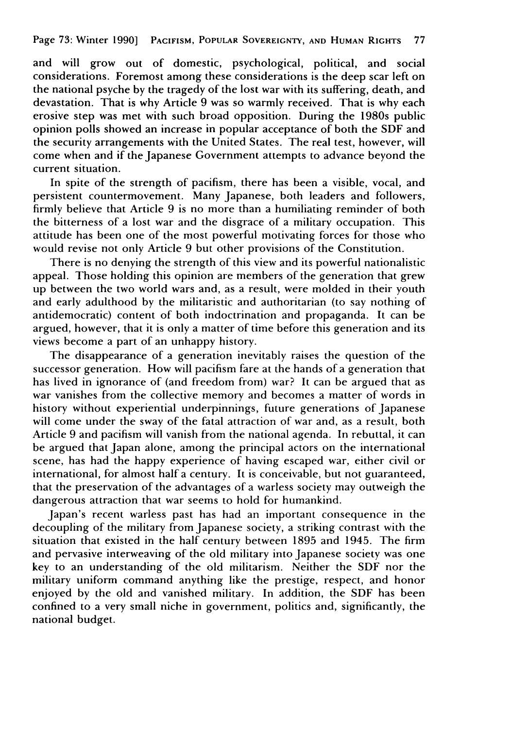and will grow out of domestic, psychological, political, and social considerations. Foremost among these considerations is the deep scar left on the national psyche by the tragedy of the lost war with its suffering, death, and devastation. That is why Article 9 was so warmly received. That is why each erosive step was met with such broad opposition. During the 1980s public opinion polls showed an increase in popular acceptance of both the SDF and the security arrangements with the United States. The real test, however, will come when and if the Japanese Government attempts to advance beyond the current situation.

In spite of the strength of pacifism, there has been a visible, vocal, and persistent countermovement. Many Japanese, both leaders and followers, firmly believe that Article 9 is no more than a humiliating reminder of both the bitterness of a lost war and the disgrace of a military occupation. This attitude has been one of the most powerful motivating forces for those who would revise not only Article 9 but other provisions of the Constitution.

There is no denying the strength of this view and its powerful nationalistic appeal. Those holding this opinion are members of the generation that grew up between the two world wars and, as a result, were molded in their youth and early adulthood by the militaristic and authoritarian (to say nothing of antidemocratic) content of both indoctrination and propaganda. It can be argued, however, that it is only a matter of time before this generation and its views become a part of an unhappy history.

The disappearance of a generation inevitably raises the question of the successor generation. How will pacifism fare at the hands of a generation that has lived in ignorance of (and freedom from) war? It can be argued that as war vanishes from the collective memory and becomes a matter of words in history without experiential underpinnings, future generations of Japanese will come under the sway of the fatal attraction of war and, as a result, both Article 9 and pacifism will vanish from the national agenda. In rebuttal, it can be argued that Japan alone, among the principal actors on the international scene, has had the happy experience of having escaped war, either civil or international, for almost half a century. It is conceivable, but not guaranteed, that the preservation of the advantages of a warless society may outweigh the dangerous attraction that war seems to hold for humankind.

Japan's recent warless past has had an important consequence in the decoupling of the military from Japanese society, a striking contrast with the situation that existed in the half century between 1895 and 1945. The firm and pervasive interweaving of the old military into Japanese society was one key to an understanding of the old militarism. Neither the SDF nor the military uniform command anything like the prestige, respect, and honor enjoyed by the old and vanished military. In addition, the SDF has been confined to a very small niche in government, politics and, significantly, the national budget.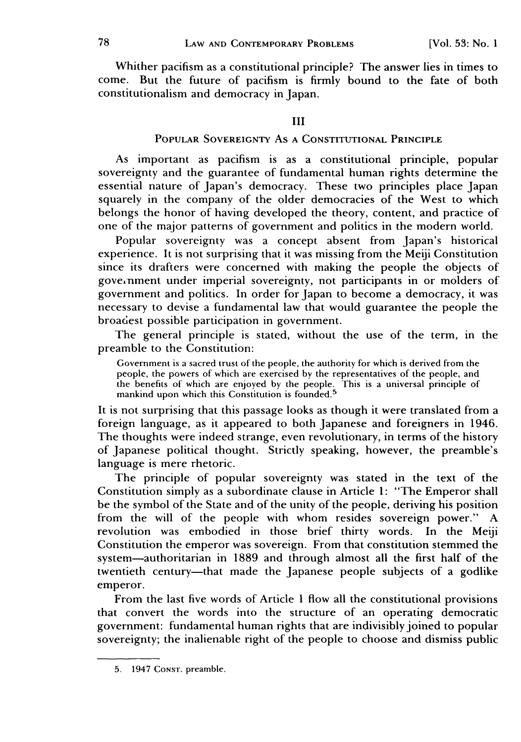Whither pacifism as a constitutional principle? The answer lies in times to come. But the future of pacifism is firmly bound to the fate of both constitutionalism and democracy in Japan.

## III

## POPULAR SOVEREIGNTY AS A CONSTITUTIONAL PRINCIPLE

As important as pacifism is as a constitutional principle, popular sovereignty and the guarantee of fundamental human rights determine the essential nature of Japan's democracy. These two principles place Japan squarely in the company of the older democracies of the West to which belongs the honor of having developed the theory, content, and practice of one of the major patterns of government and politics in the modern world.

Popular sovereignty was a concept absent from Japan's historical experience. It is not surprising that it was missing from the Meiji Constitution since its drafters were concerned with making the people the objects of government under imperial sovereignty, not participants in or molders of government and politics. In order for Japan to become a democracy, it was necessary to devise a fundamental law that would guarantee the people the broadest possible participation in government.

The general principle is stated, without the use of the term, in the preamble to the Constitution:

> Government is a sacred trust of the people, the authority for which is derived from the people, the powers of which are exercised by the representatives of the people, and the benefits of which are enjoyed by the people. This is a universal principle of mankind upon which this Constitution is founded.[5]

It is not surprising that this passage looks as though it were translated from a foreign language, as it appeared to both Japanese and foreigners in 1946. The thoughts were indeed strange, even revolutionary, in terms of the history of Japanese political thought. Strictly speaking, however, the preamble's language is mere rhetoric.

The principle of popular sovereignty was stated in the text of the Constitution simply as a subordinate clause in Article 1: "The Emperor shall be the symbol of the State and of the unity of the people, deriving his position from the will of the people with whom resides sovereign power." A revolution was embodied in those brief thirty words. In the Meiji Constitution the emperor was sovereign. From that constitution stemmed the system—authoritarian in 1889 and through almost all the first half of the twentieth century—that made the Japanese people subjects of a godlike emperor.

From the last five words of Article 1 flow all the constitutional provisions that convert the words into the structure of an operating democratic government: fundamental human rights that are indivisibly joined to popular sovereignty; the inalienable right of the people to choose and dismiss public

---

5. 1947 CONST. preamble.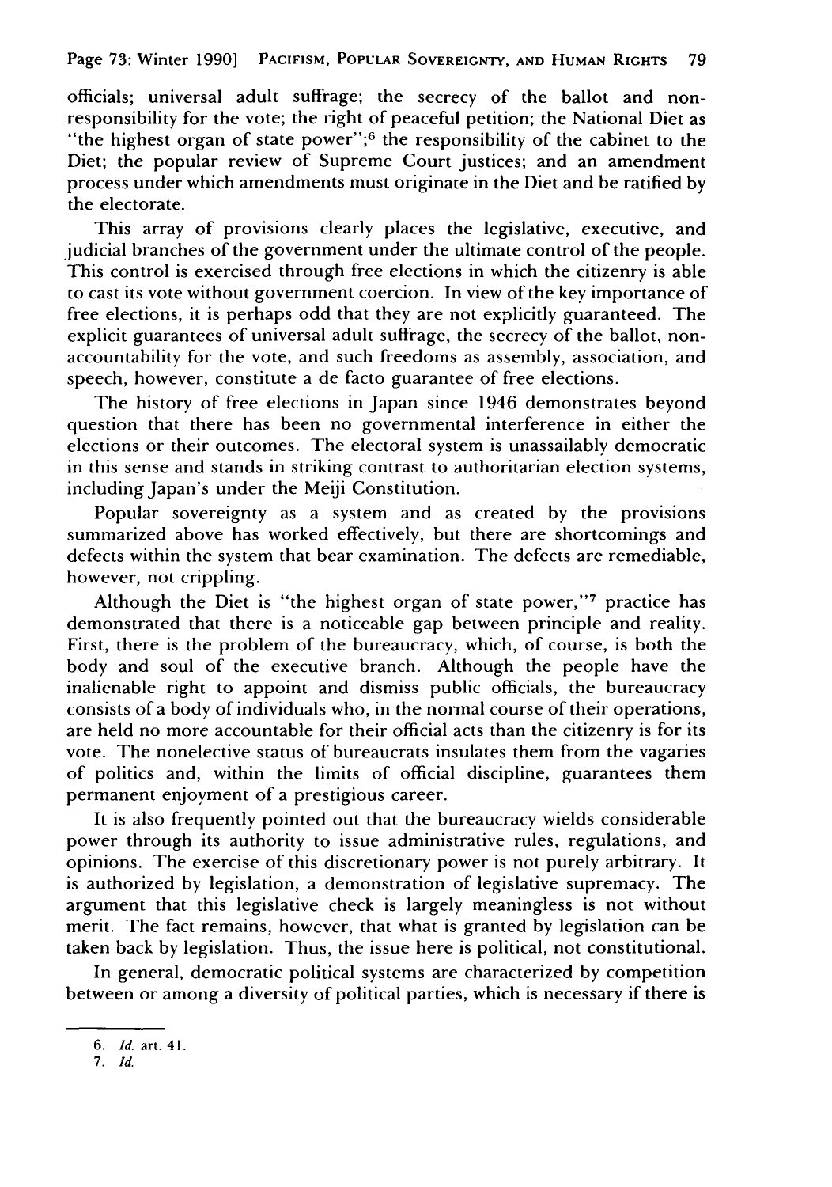officials; universal adult suffrage; the secrecy of the ballot and non-responsibility for the vote; the right of peaceful petition; the National Diet as "the highest organ of state power";[6] the responsibility of the cabinet to the Diet; the popular review of Supreme Court justices; and an amendment process under which amendments must originate in the Diet and be ratified by the electorate.

This array of provisions clearly places the legislative, executive, and judicial branches of the government under the ultimate control of the people. This control is exercised through free elections in which the citizenry is able to cast its vote without government coercion. In view of the key importance of free elections, it is perhaps odd that they are not explicitly guaranteed. The explicit guarantees of universal adult suffrage, the secrecy of the ballot, non-accountability for the vote, and such freedoms as assembly, association, and speech, however, constitute a de facto guarantee of free elections.

The history of free elections in Japan since 1946 demonstrates beyond question that there has been no governmental interference in either the elections or their outcomes. The electoral system is unassailably democratic in this sense and stands in striking contrast to authoritarian election systems, including Japan's under the Meiji Constitution.

Popular sovereignty as a system and as created by the provisions summarized above has worked effectively, but there are shortcomings and defects within the system that bear examination. The defects are remediable, however, not crippling.

Although the Diet is "the highest organ of state power,"[7] practice has demonstrated that there is a noticeable gap between principle and reality. First, there is the problem of the bureaucracy, which, of course, is both the body and soul of the executive branch. Although the people have the inalienable right to appoint and dismiss public officials, the bureaucracy consists of a body of individuals who, in the normal course of their operations, are held no more accountable for their official acts than the citizenry is for its vote. The nonelective status of bureaucrats insulates them from the vagaries of politics and, within the limits of official discipline, guarantees them permanent enjoyment of a prestigious career.

It is also frequently pointed out that the bureaucracy wields considerable power through its authority to issue administrative rules, regulations, and opinions. The exercise of this discretionary power is not purely arbitrary. It is authorized by legislation, a demonstration of legislative supremacy. The argument that this legislative check is largely meaningless is not without merit. The fact remains, however, that what is granted by legislation can be taken back by legislation. Thus, the issue here is political, not constitutional.

In general, democratic political systems are characterized by competition between or among a diversity of political parties, which is necessary if there is

---

6. *Id.* art. 41.

7. *Id.*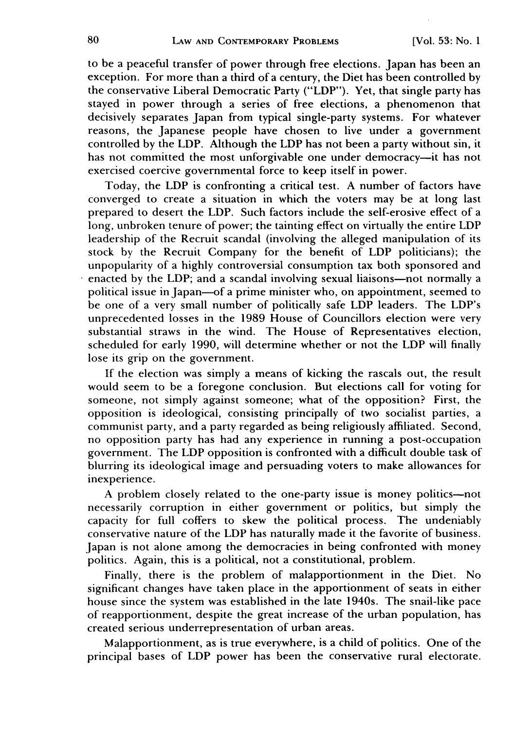to be a peaceful transfer of power through free elections. Japan has been an exception. For more than a third of a century, the Diet has been controlled by the conservative Liberal Democratic Party ("LDP"). Yet, that single party has stayed in power through a series of free elections, a phenomenon that decisively separates Japan from typical single-party systems. For whatever reasons, the Japanese people have chosen to live under a government controlled by the LDP. Although the LDP has not been a party without sin, it has not committed the most unforgivable one under democracy—it has not exercised coercive governmental force to keep itself in power.

Today, the LDP is confronting a critical test. A number of factors have converged to create a situation in which the voters may be at long last prepared to desert the LDP. Such factors include the self-erosive effect of a long, unbroken tenure of power; the tainting effect on virtually the entire LDP leadership of the Recruit scandal (involving the alleged manipulation of its stock by the Recruit Company for the benefit of LDP politicians); the unpopularity of a highly controversial consumption tax both sponsored and enacted by the LDP; and a scandal involving sexual liaisons—not normally a political issue in Japan—of a prime minister who, on appointment, seemed to be one of a very small number of politically safe LDP leaders. The LDP's unprecedented losses in the 1989 House of Councillors election were very substantial straws in the wind. The House of Representatives election, scheduled for early 1990, will determine whether or not the LDP will finally lose its grip on the government.

If the election was simply a means of kicking the rascals out, the result would seem to be a foregone conclusion. But elections call for voting for someone, not simply against someone; what of the opposition? First, the opposition is ideological, consisting principally of two socialist parties, a communist party, and a party regarded as being religiously affiliated. Second, no opposition party has had any experience in running a post-occupation government. The LDP opposition is confronted with a difficult double task of blurring its ideological image and persuading voters to make allowances for inexperience.

A problem closely related to the one-party issue is money politics—not necessarily corruption in either government or politics, but simply the capacity for full coffers to skew the political process. The undeniably conservative nature of the LDP has naturally made it the favorite of business. Japan is not alone among the democracies in being confronted with money politics. Again, this is a political, not a constitutional, problem.

Finally, there is the problem of malapportionment in the Diet. No significant changes have taken place in the apportionment of seats in either house since the system was established in the late 1940s. The snail-like pace of reapportionment, despite the great increase of the urban population, has created serious underrepresentation of urban areas.

Malapportionment, as is true everywhere, is a child of politics. One of the principal bases of LDP power has been the conservative rural electorate.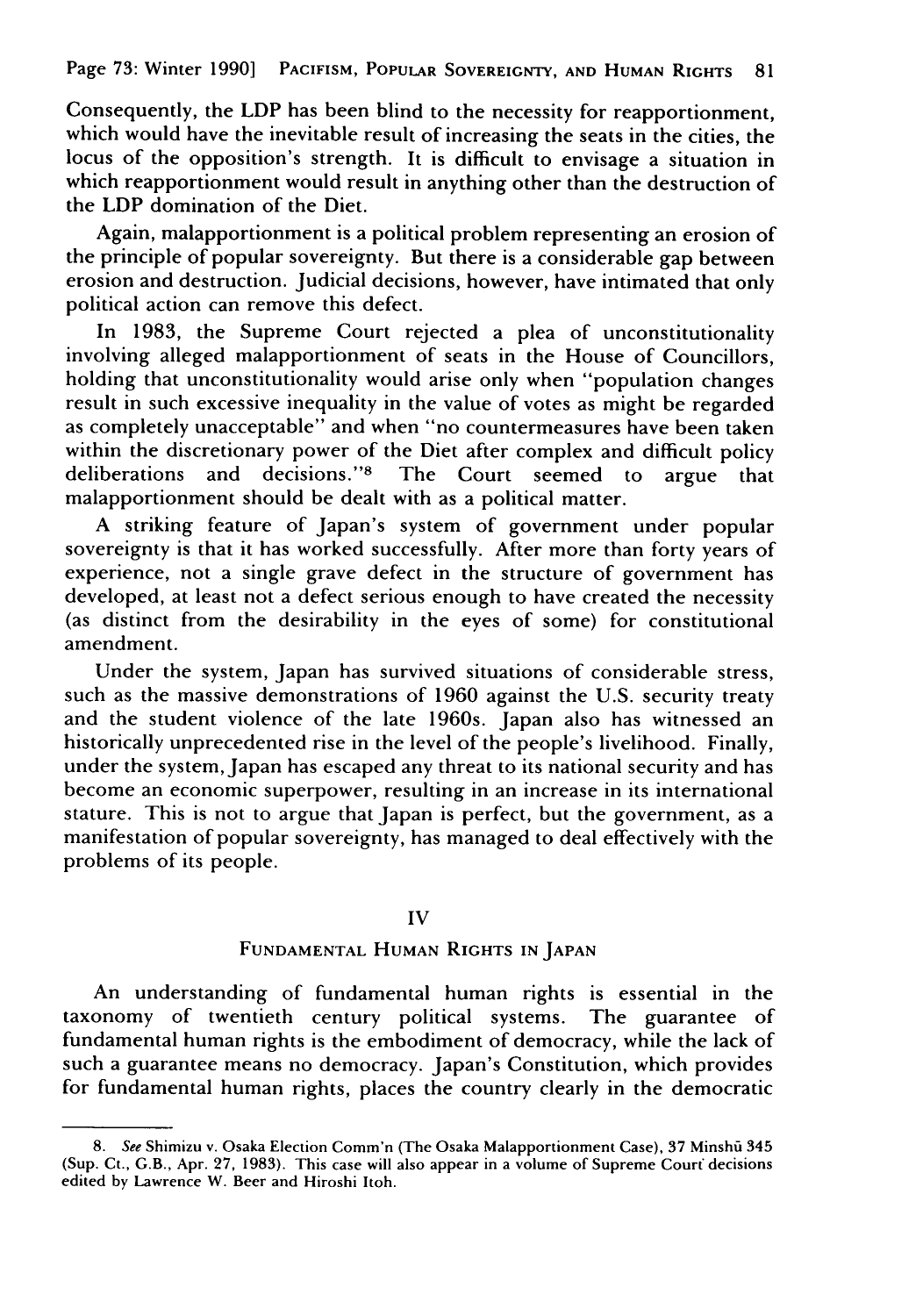Consequently, the LDP has been blind to the necessity for reapportionment, which would have the inevitable result of increasing the seats in the cities, the locus of the opposition's strength. It is difficult to envisage a situation in which reapportionment would result in anything other than the destruction of the LDP domination of the Diet.

Again, malapportionment is a political problem representing an erosion of the principle of popular sovereignty. But there is a considerable gap between erosion and destruction. Judicial decisions, however, have intimated that only political action can remove this defect.

In 1983, the Supreme Court rejected a plea of unconstitutionality involving alleged malapportionment of seats in the House of Councillors, holding that unconstitutionality would arise only when "population changes result in such excessive inequality in the value of votes as might be regarded as completely unacceptable" and when "no countermeasures have been taken within the discretionary power of the Diet after complex and difficult policy deliberations and decisions."[8] The Court seemed to argue that malapportionment should be dealt with as a political matter.

A striking feature of Japan's system of government under popular sovereignty is that it has worked successfully. After more than forty years of experience, not a single grave defect in the structure of government has developed, at least not a defect serious enough to have created the necessity (as distinct from the desirability in the eyes of some) for constitutional amendment.

Under the system, Japan has survived situations of considerable stress, such as the massive demonstrations of 1960 against the U.S. security treaty and the student violence of the late 1960s. Japan also has witnessed an historically unprecedented rise in the level of the people's livelihood. Finally, under the system, Japan has escaped any threat to its national security and has become an economic superpower, resulting in an increase in its international stature. This is not to argue that Japan is perfect, but the government, as a manifestation of popular sovereignty, has managed to deal effectively with the problems of its people.

## IV

## Fundamental Human Rights in Japan

An understanding of fundamental human rights is essential in the taxonomy of twentieth century political systems. The guarantee of fundamental human rights is the embodiment of democracy, while the lack of such a guarantee means no democracy. Japan's Constitution, which provides for fundamental human rights, places the country clearly in the democratic

---

8. *See* Shimizu v. Osaka Election Comm'n (The Osaka Malapportionment Case), 37 Minshū 345 (Sup. Ct., G.B., Apr. 27, 1983). This case will also appear in a volume of Supreme Court decisions edited by Lawrence W. Beer and Hiroshi Itoh.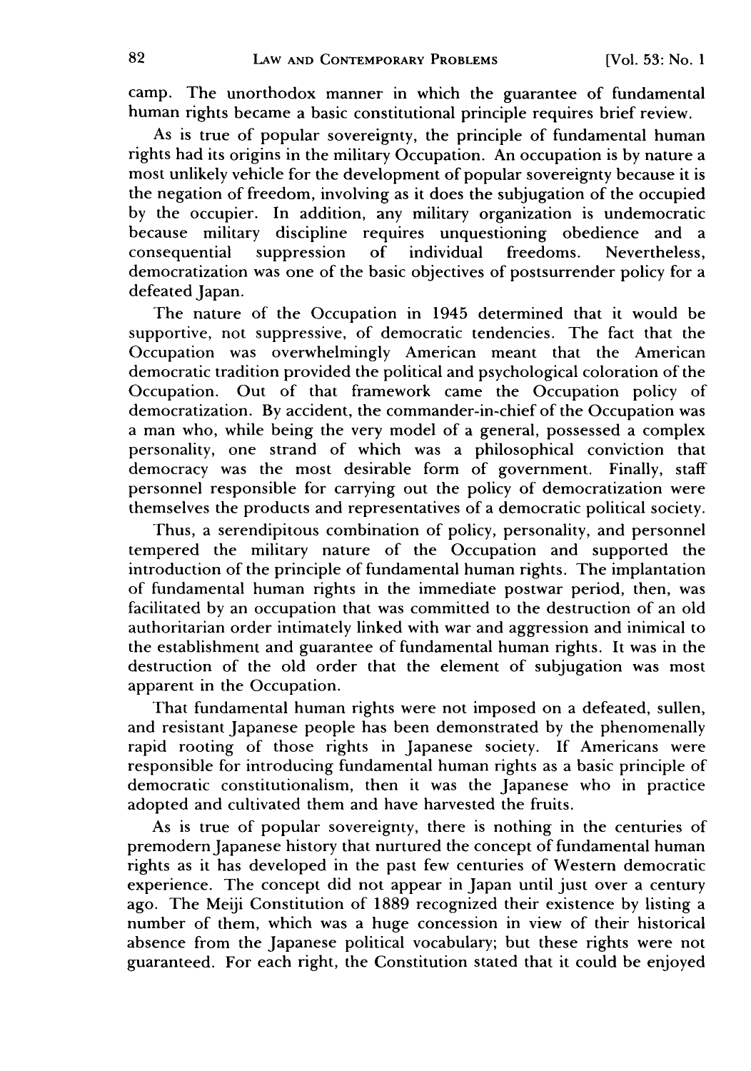camp. The unorthodox manner in which the guarantee of fundamental human rights became a basic constitutional principle requires brief review.

As is true of popular sovereignty, the principle of fundamental human rights had its origins in the military Occupation. An occupation is by nature a most unlikely vehicle for the development of popular sovereignty because it is the negation of freedom, involving as it does the subjugation of the occupied by the occupier. In addition, any military organization is undemocratic because military discipline requires unquestioning obedience and a consequential suppression of individual freedoms. Nevertheless, democratization was one of the basic objectives of postsurrender policy for a defeated Japan.

The nature of the Occupation in 1945 determined that it would be supportive, not suppressive, of democratic tendencies. The fact that the Occupation was overwhelmingly American meant that the American democratic tradition provided the political and psychological coloration of the Occupation. Out of that framework came the Occupation policy of democratization. By accident, the commander-in-chief of the Occupation was a man who, while being the very model of a general, possessed a complex personality, one strand of which was a philosophical conviction that democracy was the most desirable form of government. Finally, staff personnel responsible for carrying out the policy of democratization were themselves the products and representatives of a democratic political society.

Thus, a serendipitous combination of policy, personality, and personnel tempered the military nature of the Occupation and supported the introduction of the principle of fundamental human rights. The implantation of fundamental human rights in the immediate postwar period, then, was facilitated by an occupation that was committed to the destruction of an old authoritarian order intimately linked with war and aggression and inimical to the establishment and guarantee of fundamental human rights. It was in the destruction of the old order that the element of subjugation was most apparent in the Occupation.

That fundamental human rights were not imposed on a defeated, sullen, and resistant Japanese people has been demonstrated by the phenomenally rapid rooting of those rights in Japanese society. If Americans were responsible for introducing fundamental human rights as a basic principle of democratic constitutionalism, then it was the Japanese who in practice adopted and cultivated them and have harvested the fruits.

As is true of popular sovereignty, there is nothing in the centuries of premodern Japanese history that nurtured the concept of fundamental human rights as it has developed in the past few centuries of Western democratic experience. The concept did not appear in Japan until just over a century ago. The Meiji Constitution of 1889 recognized their existence by listing a number of them, which was a huge concession in view of their historical absence from the Japanese political vocabulary; but these rights were not guaranteed. For each right, the Constitution stated that it could be enjoyed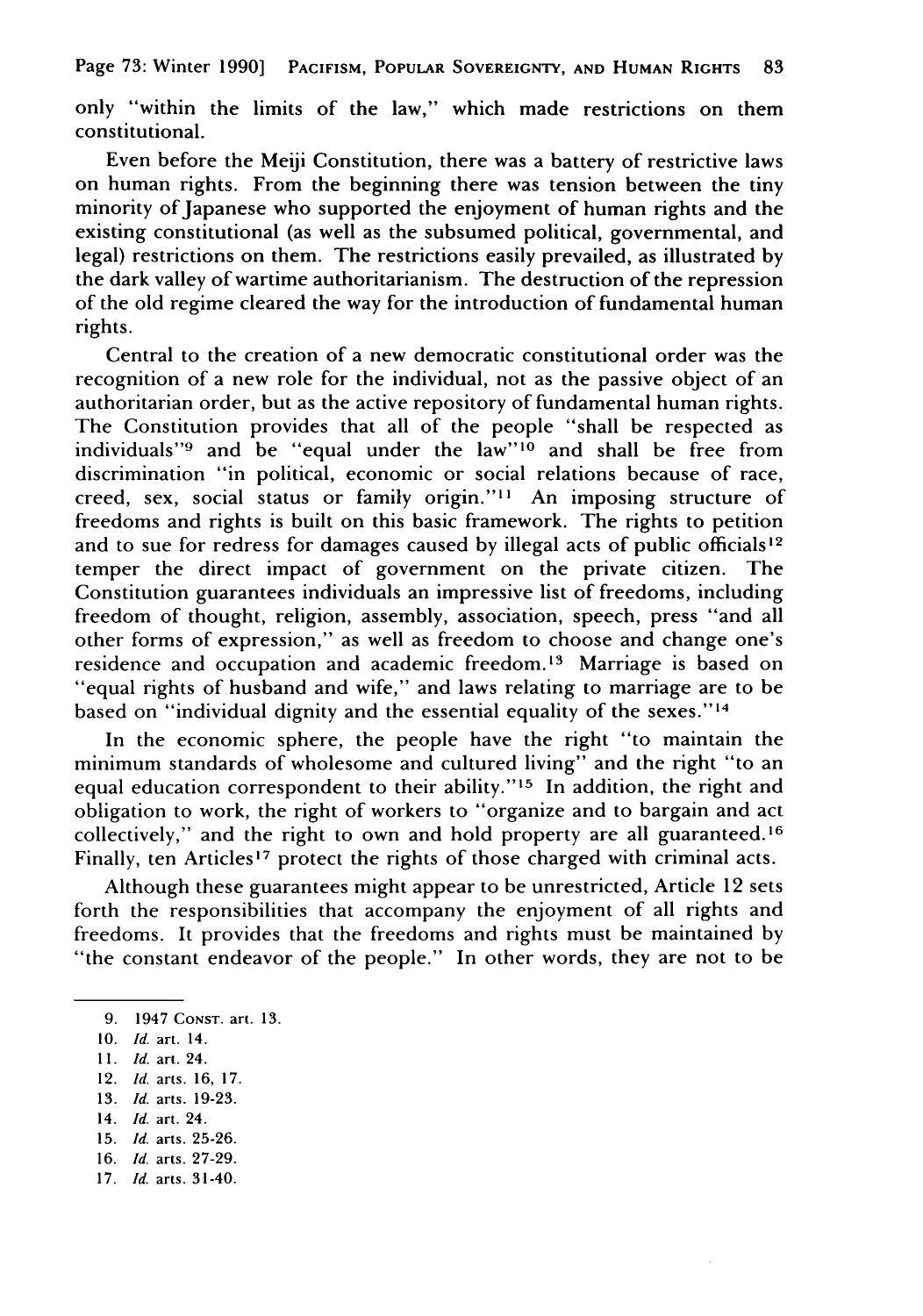only "within the limits of the law," which made restrictions on them constitutional.

Even before the Meiji Constitution, there was a battery of restrictive laws on human rights. From the beginning there was tension between the tiny minority of Japanese who supported the enjoyment of human rights and the existing constitutional (as well as the subsumed political, governmental, and legal) restrictions on them. The restrictions easily prevailed, as illustrated by the dark valley of wartime authoritarianism. The destruction of the repression of the old regime cleared the way for the introduction of fundamental human rights.

Central to the creation of a new democratic constitutional order was the recognition of a new role for the individual, not as the passive object of an authoritarian order, but as the active repository of fundamental human rights. The Constitution provides that all of the people "shall be respected as individuals"[9] and be "equal under the law"[10] and shall be free from discrimination "in political, economic or social relations because of race, creed, sex, social status or family origin."[11] An imposing structure of freedoms and rights is built on this basic framework. The rights to petition and to sue for redress for damages caused by illegal acts of public officials[12] temper the direct impact of government on the private citizen. The Constitution guarantees individuals an impressive list of freedoms, including freedom of thought, religion, assembly, association, speech, press "and all other forms of expression," as well as freedom to choose and change one's residence and occupation and academic freedom.[13] Marriage is based on "equal rights of husband and wife," and laws relating to marriage are to be based on "individual dignity and the essential equality of the sexes."[14]

In the economic sphere, the people have the right "to maintain the minimum standards of wholesome and cultured living" and the right "to an equal education correspondent to their ability."[15] In addition, the right and obligation to work, the right of workers to "organize and to bargain and act collectively," and the right to own and hold property are all guaranteed.[16] Finally, ten Articles[17] protect the rights of those charged with criminal acts.

Although these guarantees might appear to be unrestricted, Article 12 sets forth the responsibilities that accompany the enjoyment of all rights and freedoms. It provides that the freedoms and rights must be maintained by "the constant endeavor of the people." In other words, they are not to be

---

9. 1947 CONST. art. 13.
10. *Id.* art. 14.
11. *Id.* art. 24.
12. *Id.* arts. 16, 17.
13. *Id.* arts. 19-23.
14. *Id.* art. 24.
15. *Id.* arts. 25-26.
16. *Id.* arts. 27-29.
17. *Id.* arts. 31-40.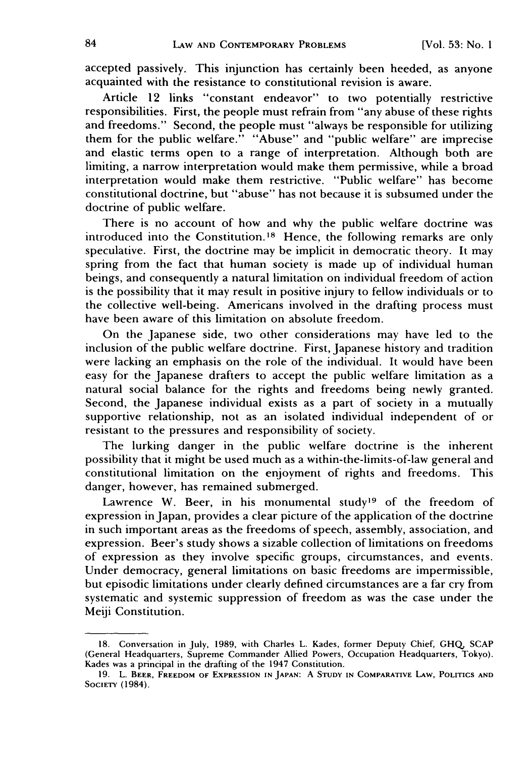accepted passively. This injunction has certainly been heeded, as anyone acquainted with the resistance to constitutional revision is aware.

Article 12 links "constant endeavor" to two potentially restrictive responsibilities. First, the people must refrain from "any abuse of these rights and freedoms." Second, the people must "always be responsible for utilizing them for the public welfare." "Abuse" and "public welfare" are imprecise and elastic terms open to a range of interpretation. Although both are limiting, a narrow interpretation would make them permissive, while a broad interpretation would make them restrictive. "Public welfare" has become constitutional doctrine, but "abuse" has not because it is subsumed under the doctrine of public welfare.

There is no account of how and why the public welfare doctrine was introduced into the Constitution.[18] Hence, the following remarks are only speculative. First, the doctrine may be implicit in democratic theory. It may spring from the fact that human society is made up of individual human beings, and consequently a natural limitation on individual freedom of action is the possibility that it may result in positive injury to fellow individuals or to the collective well-being. Americans involved in the drafting process must have been aware of this limitation on absolute freedom.

On the Japanese side, two other considerations may have led to the inclusion of the public welfare doctrine. First, Japanese history and tradition were lacking an emphasis on the role of the individual. It would have been easy for the Japanese drafters to accept the public welfare limitation as a natural social balance for the rights and freedoms being newly granted. Second, the Japanese individual exists as a part of society in a mutually supportive relationship, not as an isolated individual independent of or resistant to the pressures and responsibility of society.

The lurking danger in the public welfare doctrine is the inherent possibility that it might be used much as a within-the-limits-of-law general and constitutional limitation on the enjoyment of rights and freedoms. This danger, however, has remained submerged.

Lawrence W. Beer, in his monumental study[19] of the freedom of expression in Japan, provides a clear picture of the application of the doctrine in such important areas as the freedoms of speech, assembly, association, and expression. Beer's study shows a sizable collection of limitations on freedoms of expression as they involve specific groups, circumstances, and events. Under democracy, general limitations on basic freedoms are impermissible, but episodic limitations under clearly defined circumstances are a far cry from systematic and systemic suppression of freedom as was the case under the Meiji Constitution.

---

18. Conversation in July, 1989, with Charles L. Kades, former Deputy Chief, GHQ, SCAP (General Headquarters, Supreme Commander Allied Powers, Occupation Headquarters, Tokyo). Kades was a principal in the drafting of the 1947 Constitution.

19. L. BEER, FREEDOM OF EXPRESSION IN JAPAN: A STUDY IN COMPARATIVE LAW, POLITICS AND SOCIETY (1984).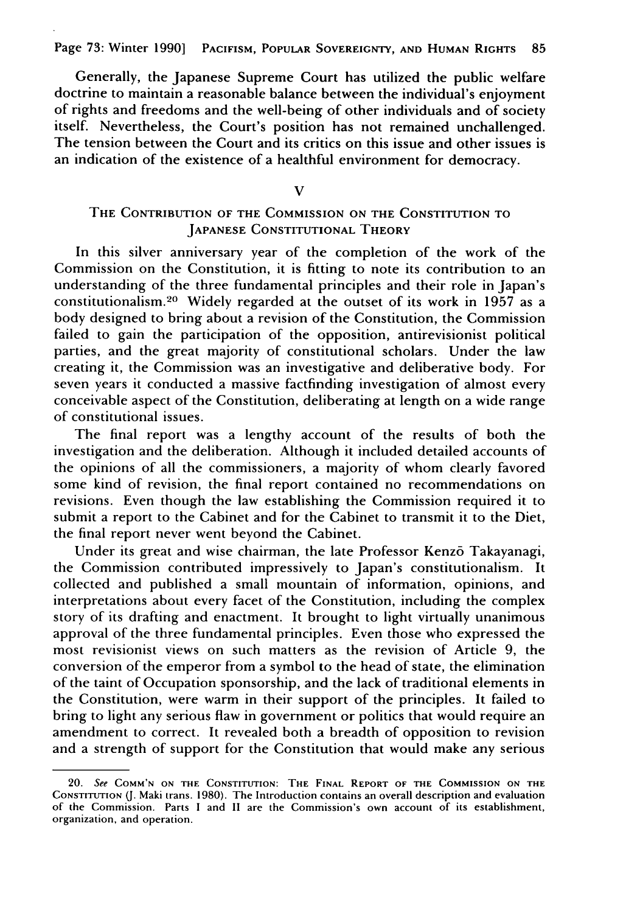Generally, the Japanese Supreme Court has utilized the public welfare doctrine to maintain a reasonable balance between the individual's enjoyment of rights and freedoms and the well-being of other individuals and of society itself. Nevertheless, the Court's position has not remained unchallenged. The tension between the Court and its critics on this issue and other issues is an indication of the existence of a healthful environment for democracy.

## V

## THE CONTRIBUTION OF THE COMMISSION ON THE CONSTITUTION TO JAPANESE CONSTITUTIONAL THEORY

In this silver anniversary year of the completion of the work of the Commission on the Constitution, it is fitting to note its contribution to an understanding of the three fundamental principles and their role in Japan's constitutionalism.[20] Widely regarded at the outset of its work in 1957 as a body designed to bring about a revision of the Constitution, the Commission failed to gain the participation of the opposition, antirevisionist political parties, and the great majority of constitutional scholars. Under the law creating it, the Commission was an investigative and deliberative body. For seven years it conducted a massive factfinding investigation of almost every conceivable aspect of the Constitution, deliberating at length on a wide range of constitutional issues.

The final report was a lengthy account of the results of both the investigation and the deliberation. Although it included detailed accounts of the opinions of all the commissioners, a majority of whom clearly favored some kind of revision, the final report contained no recommendations on revisions. Even though the law establishing the Commission required it to submit a report to the Cabinet and for the Cabinet to transmit it to the Diet, the final report never went beyond the Cabinet.

Under its great and wise chairman, the late Professor Kenzō Takayanagi, the Commission contributed impressively to Japan's constitutionalism. It collected and published a small mountain of information, opinions, and interpretations about every facet of the Constitution, including the complex story of its drafting and enactment. It brought to light virtually unanimous approval of the three fundamental principles. Even those who expressed the most revisionist views on such matters as the revision of Article 9, the conversion of the emperor from a symbol to the head of state, the elimination of the taint of Occupation sponsorship, and the lack of traditional elements in the Constitution, were warm in their support of the principles. It failed to bring to light any serious flaw in government or politics that would require an amendment to correct. It revealed both a breadth of opposition to revision and a strength of support for the Constitution that would make any serious

---

20. *See* COMM'N ON THE CONSTITUTION: THE FINAL REPORT OF THE COMMISSION ON THE CONSTITUTION (J. Maki trans. 1980). The Introduction contains an overall description and evaluation of the Commission. Parts I and II are the Commission's own account of its establishment, organization, and operation.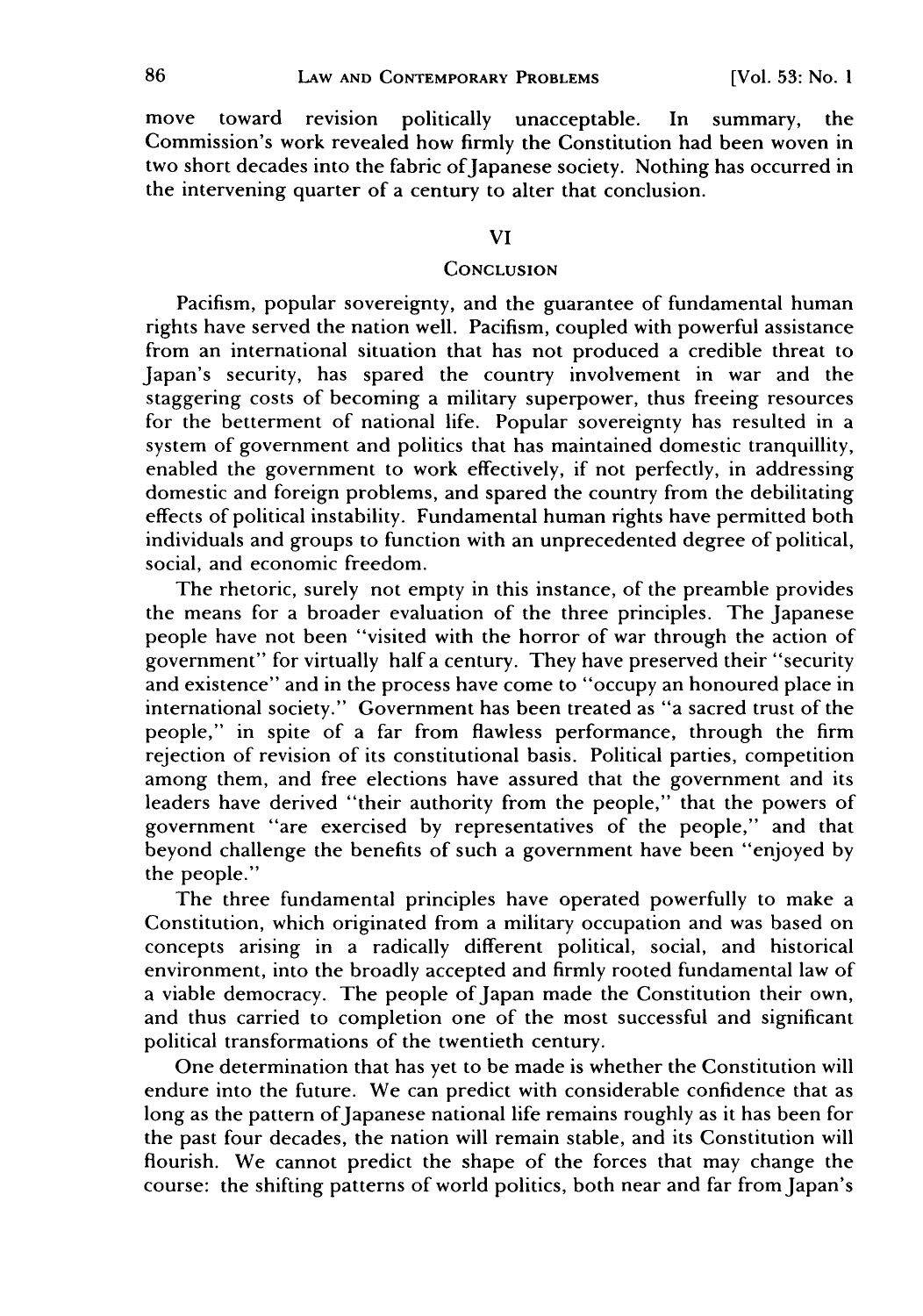move toward revision politically unacceptable. In summary, the Commission's work revealed how firmly the Constitution had been woven in two short decades into the fabric of Japanese society. Nothing has occurred in the intervening quarter of a century to alter that conclusion.

## VI

## Conclusion

Pacifism, popular sovereignty, and the guarantee of fundamental human rights have served the nation well. Pacifism, coupled with powerful assistance from an international situation that has not produced a credible threat to Japan's security, has spared the country involvement in war and the staggering costs of becoming a military superpower, thus freeing resources for the betterment of national life. Popular sovereignty has resulted in a system of government and politics that has maintained domestic tranquillity, enabled the government to work effectively, if not perfectly, in addressing domestic and foreign problems, and spared the country from the debilitating effects of political instability. Fundamental human rights have permitted both individuals and groups to function with an unprecedented degree of political, social, and economic freedom.

The rhetoric, surely not empty in this instance, of the preamble provides the means for a broader evaluation of the three principles. The Japanese people have not been "visited with the horror of war through the action of government" for virtually half a century. They have preserved their "security and existence" and in the process have come to "occupy an honoured place in international society." Government has been treated as "a sacred trust of the people," in spite of a far from flawless performance, through the firm rejection of revision of its constitutional basis. Political parties, competition among them, and free elections have assured that the government and its leaders have derived "their authority from the people," that the powers of government "are exercised by representatives of the people," and that beyond challenge the benefits of such a government have been "enjoyed by the people."

The three fundamental principles have operated powerfully to make a Constitution, which originated from a military occupation and was based on concepts arising in a radically different political, social, and historical environment, into the broadly accepted and firmly rooted fundamental law of a viable democracy. The people of Japan made the Constitution their own, and thus carried to completion one of the most successful and significant political transformations of the twentieth century.

One determination that has yet to be made is whether the Constitution will endure into the future. We can predict with considerable confidence that as long as the pattern of Japanese national life remains roughly as it has been for the past four decades, the nation will remain stable, and its Constitution will flourish. We cannot predict the shape of the forces that may change the course: the shifting patterns of world politics, both near and far from Japan's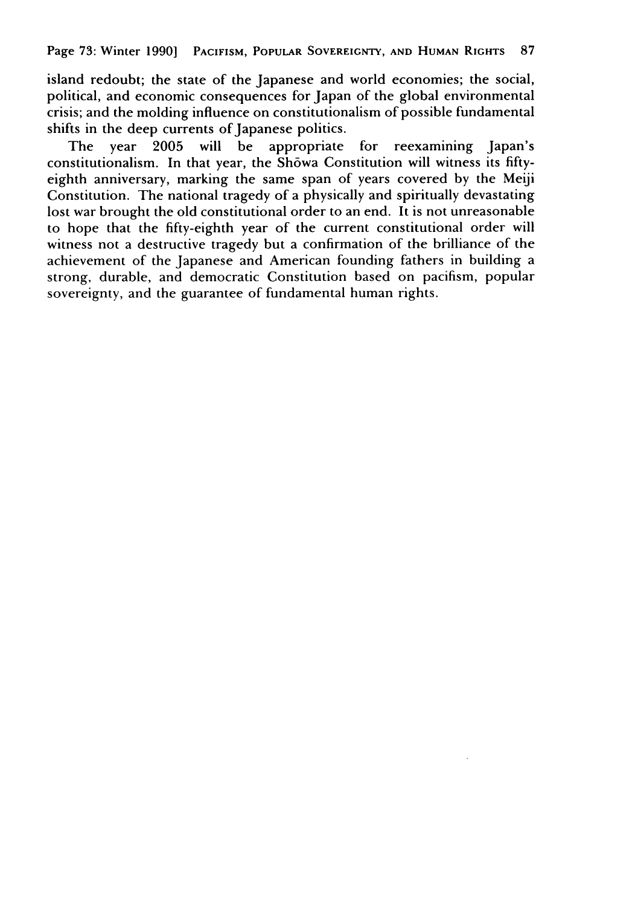island redoubt; the state of the Japanese and world economies; the social, political, and economic consequences for Japan of the global environmental crisis; and the molding influence on constitutionalism of possible fundamental shifts in the deep currents of Japanese politics.

The year 2005 will be appropriate for reexamining Japan's constitutionalism. In that year, the Shōwa Constitution will witness its fifty-eighth anniversary, marking the same span of years covered by the Meiji Constitution. The national tragedy of a physically and spiritually devastating lost war brought the old constitutional order to an end. It is not unreasonable to hope that the fifty-eighth year of the current constitutional order will witness not a destructive tragedy but a confirmation of the brilliance of the achievement of the Japanese and American founding fathers in building a strong, durable, and democratic Constitution based on pacifism, popular sovereignty, and the guarantee of fundamental human rights.